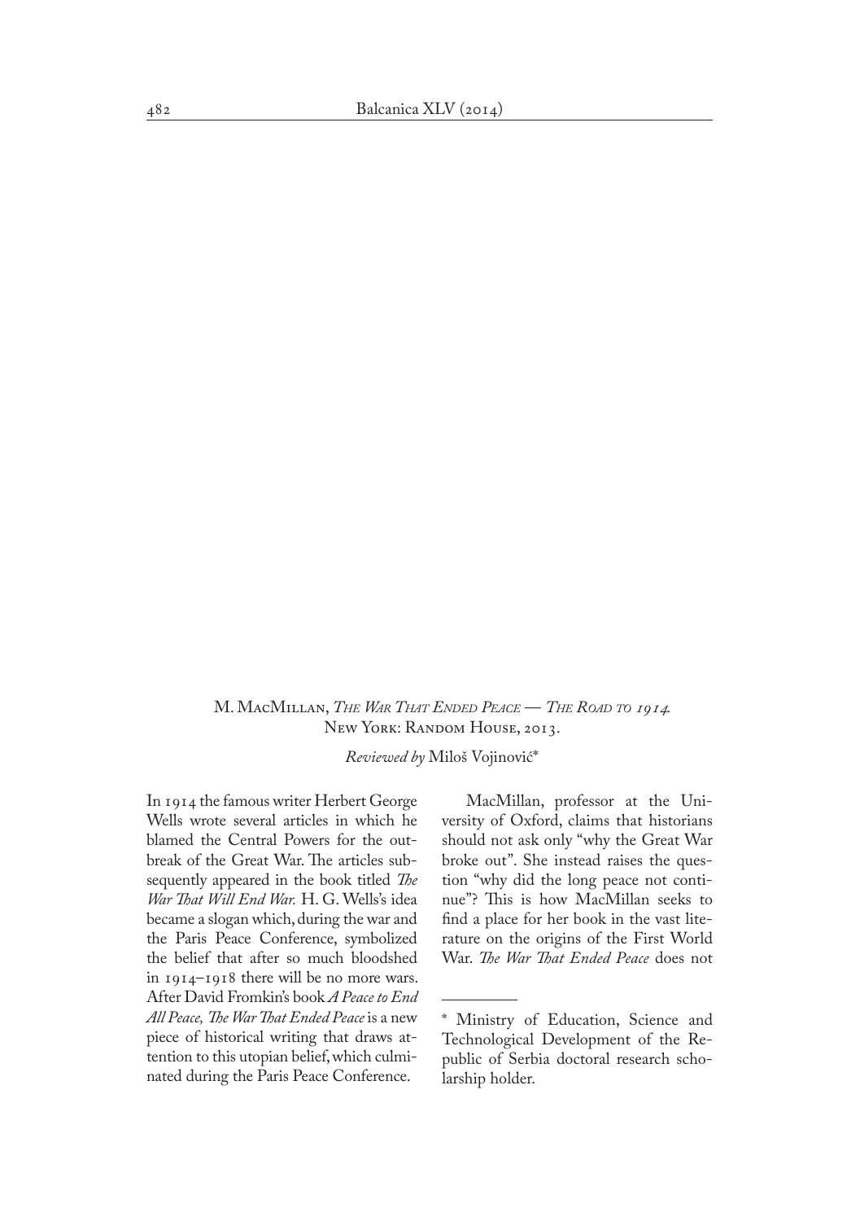M. MacMillan, *The War That Ended Peace — The Road to 1914*. New York: Random House, 2013.

*Reviewed by* Miloš Vojinović*

In 1914 the famous writer Herbert George Wells wrote several articles in which he blamed the Central Powers for the outbreak of the Great War. The articles subsequently appeared in the book titled *The War That Will End War.* H. G. Wells's idea became a slogan which, during the war and the Paris Peace Conference, symbolized the belief that after so much bloodshed in 1914–1918 there will be no more wars. After David Fromkin's book *A Peace to End All Peace, The War That Ended Peace* is a new piece of historical writing that draws attention to this utopian belief, which culminated during the Paris Peace Conference.

MacMillan, professor at the University of Oxford, claims that historians should not ask only "why the Great War broke out". She instead raises the question "why did the long peace not continue"? This is how MacMillan seeks to find a place for her book in the vast literature on the origins of the First World War. *The War That Ended Peace* does not

\* Ministry of Education, Science and Technological Development of the Republic of Serbia doctoral research scholarship holder.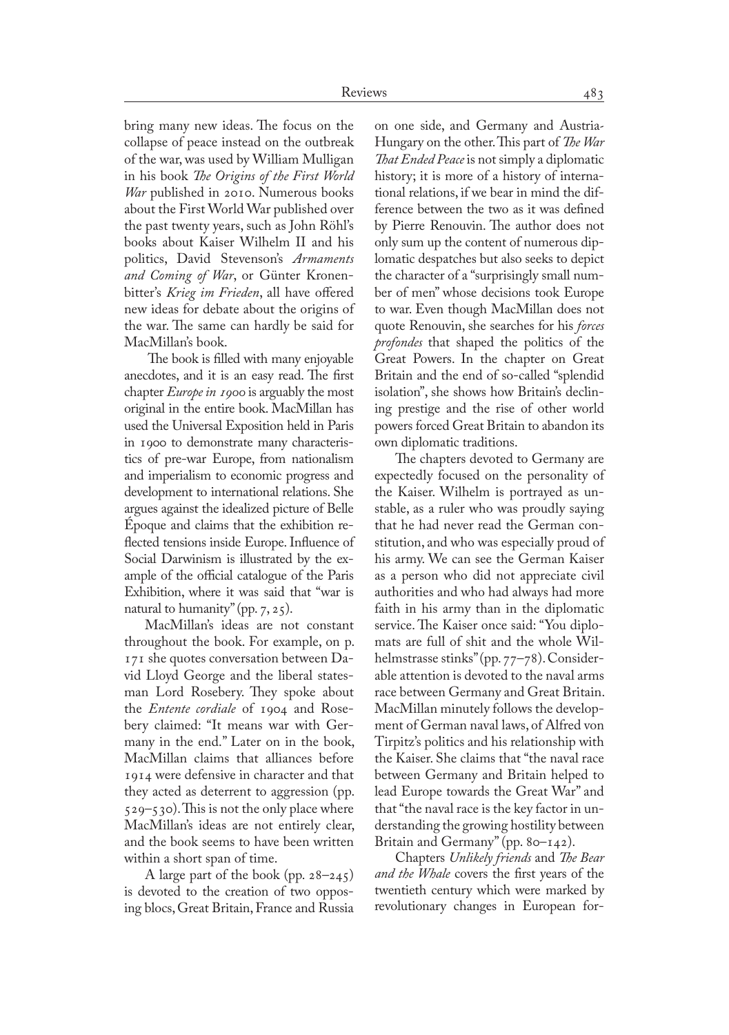bring many new ideas. The focus on the collapse of peace instead on the outbreak of the war, was used by William Mulligan in his book *The Origins of the First World War* published in 2010. Numerous books about the First World War published over the past twenty years, such as John Röhl's books about Kaiser Wilhelm II and his politics, David Stevenson's *Armaments and Coming of War*, or Günter Kronenbitter's *Krieg im Frieden*, all have offered new ideas for debate about the origins of the war. The same can hardly be said for MacMillan's book.

The book is filled with many enjoyable anecdotes, and it is an easy read. The first chapter *Europe in 1900* is arguably the most original in the entire book. MacMillan has used the Universal Exposition held in Paris in 1900 to demonstrate many characteristics of pre-war Europe, from nationalism and imperialism to economic progress and development to international relations. She argues against the idealized picture of Belle Époque and claims that the exhibition reflected tensions inside Europe. Influence of Social Darwinism is illustrated by the example of the official catalogue of the Paris Exhibition, where it was said that "war is natural to humanity" (pp. 7, 25).

MacMillan's ideas are not constant throughout the book. For example, on p. 171 she quotes conversation between David Lloyd George and the liberal statesman Lord Rosebery. They spoke about the *Entente cordiale* of 1904 and Rosebery claimed: "It means war with Germany in the end." Later on in the book, MacMillan claims that alliances before 1914 were defensive in character and that they acted as deterrent to aggression (pp. 529–530). This is not the only place where MacMillan's ideas are not entirely clear, and the book seems to have been written within a short span of time.

A large part of the book (pp. 28–245) is devoted to the creation of two opposing blocs, Great Britain, France and Russia on one side, and Germany and Austria-Hungary on the other. This part of *The War That Ended Peace* is not simply a diplomatic history; it is more of a history of international relations, if we bear in mind the difference between the two as it was defined by Pierre Renouvin. The author does not only sum up the content of numerous diplomatic despatches but also seeks to depict the character of a "surprisingly small number of men" whose decisions took Europe to war. Even though MacMillan does not quote Renouvin, she searches for his *forces profondes* that shaped the politics of the Great Powers. In the chapter on Great Britain and the end of so-called "splendid isolation", she shows how Britain's declining prestige and the rise of other world powers forced Great Britain to abandon its own diplomatic traditions.

The chapters devoted to Germany are expectedly focused on the personality of the Kaiser. Wilhelm is portrayed as unstable, as a ruler who was proudly saying that he had never read the German constitution, and who was especially proud of his army. We can see the German Kaiser as a person who did not appreciate civil authorities and who had always had more faith in his army than in the diplomatic service. The Kaiser once said: "You diplomats are full of shit and the whole Wilhelmstrasse stinks" (pp. 77–78). Considerable attention is devoted to the naval arms race between Germany and Great Britain. MacMillan minutely follows the development of German naval laws, of Alfred von Tirpitz's politics and his relationship with the Kaiser. She claims that "the naval race between Germany and Britain helped to lead Europe towards the Great War" and that "the naval race is the key factor in understanding the growing hostility between Britain and Germany" (pp. 80–142).

Chapters *Unlikely friends* and *The Bear and the Whale* covers the first years of the twentieth century which were marked by revolutionary changes in European for-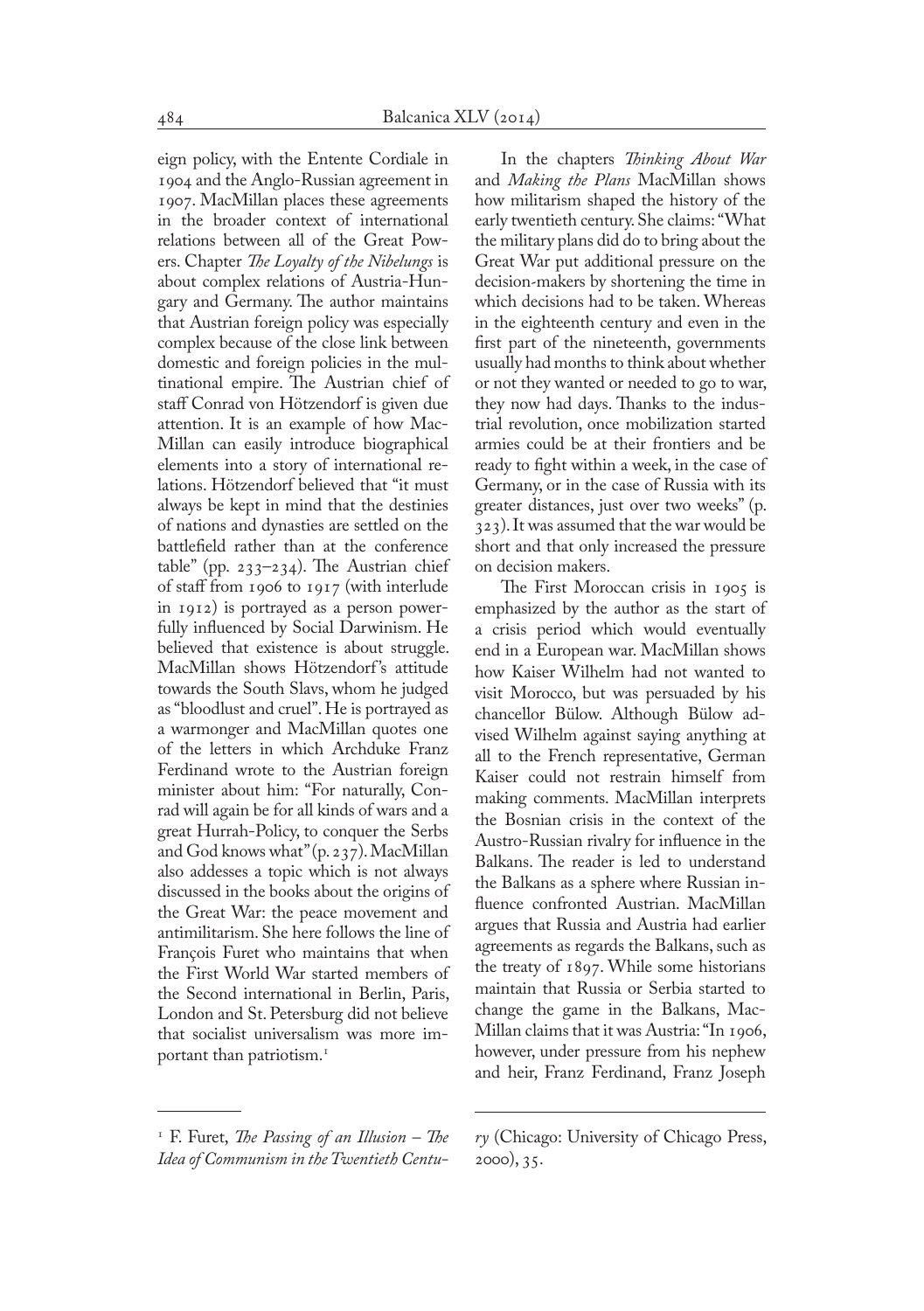eign policy, with the Entente Cordiale in 1904 and the Anglo-Russian agreement in 1907. MacMillan places these agreements in the broader context of international relations between all of the Great Powers. Chapter *The Loyalty of the Nibelungs* is about complex relations of Austria-Hungary and Germany. The author maintains that Austrian foreign policy was especially complex because of the close link between domestic and foreign policies in the multinational empire. The Austrian chief of staff Conrad von Hötzendorf is given due attention. It is an example of how MacMillan can easily introduce biographical elements into a story of international relations. Hötzendorf believed that "it must always be kept in mind that the destinies of nations and dynasties are settled on the battlefield rather than at the conference table" (pp. 233–234). The Austrian chief of staff from 1906 to 1917 (with interlude in 1912) is portrayed as a person powerfully influenced by Social Darwinism. He believed that existence is about struggle. MacMillan shows Hötzendorf's attitude towards the South Slavs, whom he judged as "bloodlust and cruel". He is portrayed as a warmonger and MacMillan quotes one of the letters in which Archduke Franz Ferdinand wrote to the Austrian foreign minister about him: "For naturally, Conrad will again be for all kinds of wars and a great Hurrah-Policy, to conquer the Serbs and God knows what" (p. 237). MacMillan also addesses a topic which is not always discussed in the books about the origins of the Great War: the peace movement and antimilitarism. She here follows the line of François Furet who maintains that when the First World War started members of the Second international in Berlin, Paris, London and St. Petersburg did not believe that socialist universalism was more important than patriotism.[1]

In the chapters *Thinking About War* and *Making the Plans* MacMillan shows how militarism shaped the history of the early twentieth century. She claims: "What the military plans did do to bring about the Great War put additional pressure on the decision-makers by shortening the time in which decisions had to be taken. Whereas in the eighteenth century and even in the first part of the nineteenth, governments usually had months to think about whether or not they wanted or needed to go to war, they now had days. Thanks to the industrial revolution, once mobilization started armies could be at their frontiers and be ready to fight within a week, in the case of Germany, or in the case of Russia with its greater distances, just over two weeks" (p. 323). It was assumed that the war would be short and that only increased the pressure on decision makers.

The First Moroccan crisis in 1905 is emphasized by the author as the start of a crisis period which would eventually end in a European war. MacMillan shows how Kaiser Wilhelm had not wanted to visit Morocco, but was persuaded by his chancellor Bülow. Although Bülow advised Wilhelm against saying anything at all to the French representative, German Kaiser could not restrain himself from making comments. MacMillan interprets the Bosnian crisis in the context of the Austro-Russian rivalry for influence in the Balkans. The reader is led to understand the Balkans as a sphere where Russian influence confronted Austrian. MacMillan argues that Russia and Austria had earlier agreements as regards the Balkans, such as the treaty of 1897. While some historians maintain that Russia or Serbia started to change the game in the Balkans, MacMillan claims that it was Austria: "In 1906, however, under pressure from his nephew and heir, Franz Ferdinand, Franz Joseph

---

[1] F. Furet, *The Passing of an Illusion – The Idea of Communism in the Twentieth Century* (Chicago: University of Chicago Press, 2000), 35.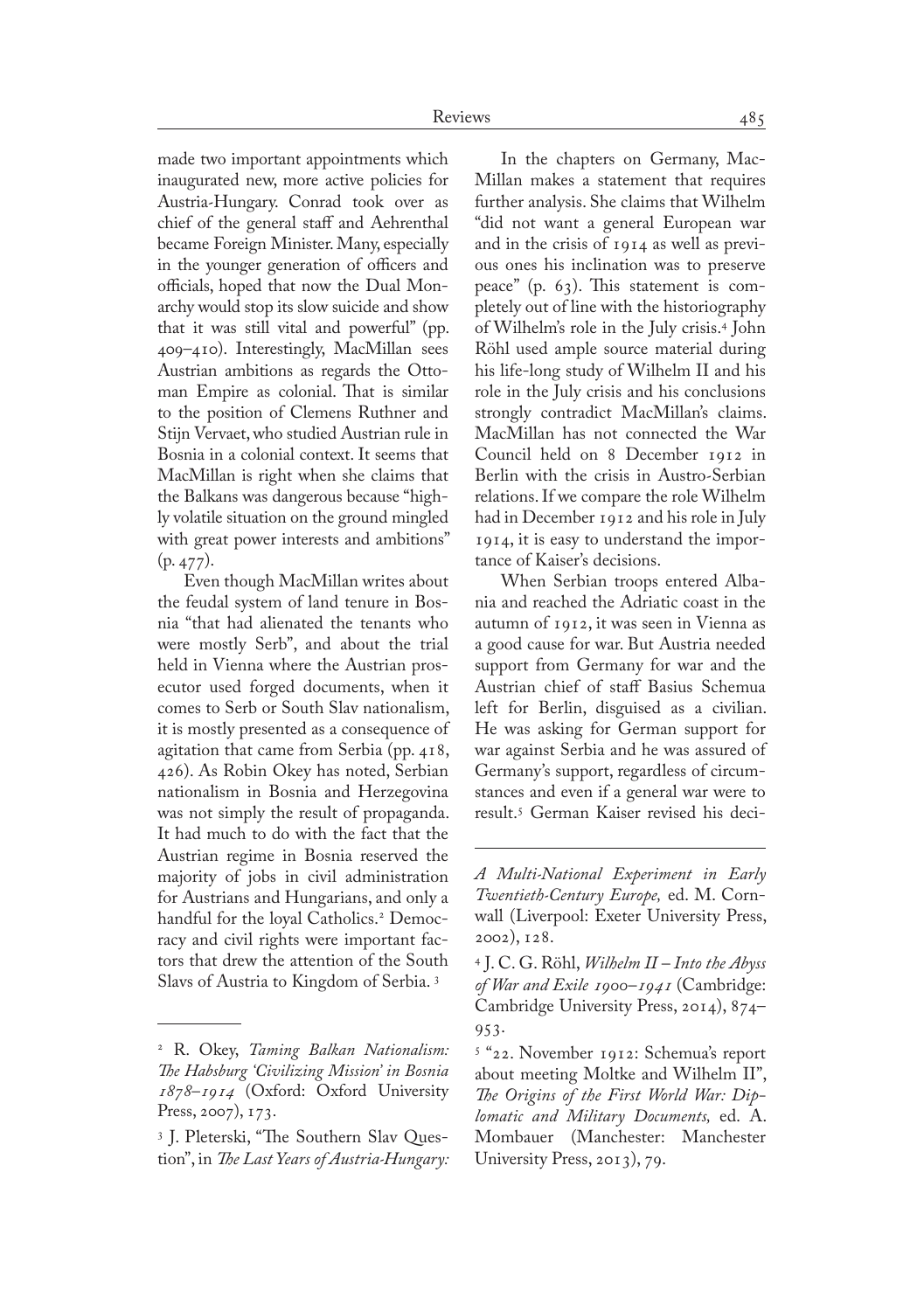made two important appointments which inaugurated new, more active policies for Austria-Hungary. Conrad took over as chief of the general staff and Aehrenthal became Foreign Minister. Many, especially in the younger generation of officers and officials, hoped that now the Dual Monarchy would stop its slow suicide and show that it was still vital and powerful" (pp. 409–410). Interestingly, MacMillan sees Austrian ambitions as regards the Ottoman Empire as colonial. That is similar to the position of Clemens Ruthner and Stijn Vervaet, who studied Austrian rule in Bosnia in a colonial context. It seems that MacMillan is right when she claims that the Balkans was dangerous because "highly volatile situation on the ground mingled with great power interests and ambitions" (p. 477).

Even though MacMillan writes about the feudal system of land tenure in Bosnia "that had alienated the tenants who were mostly Serb", and about the trial held in Vienna where the Austrian prosecutor used forged documents, when it comes to Serb or South Slav nationalism, it is mostly presented as a consequence of agitation that came from Serbia (pp. 418, 426). As Robin Okey has noted, Serbian nationalism in Bosnia and Herzegovina was not simply the result of propaganda. It had much to do with the fact that the Austrian regime in Bosnia reserved the majority of jobs in civil administration for Austrians and Hungarians, and only a handful for the loyal Catholics.[2] Democracy and civil rights were important factors that drew the attention of the South Slavs of Austria to Kingdom of Serbia.[3]

In the chapters on Germany, MacMillan makes a statement that requires further analysis. She claims that Wilhelm "did not want a general European war and in the crisis of 1914 as well as previous ones his inclination was to preserve peace" (p. 63). This statement is completely out of line with the historiography of Wilhelm's role in the July crisis.[4] John Röhl used ample source material during his life-long study of Wilhelm II and his role in the July crisis and his conclusions strongly contradict MacMillan's claims. MacMillan has not connected the War Council held on 8 December 1912 in Berlin with the crisis in Austro-Serbian relations. If we compare the role Wilhelm had in December 1912 and his role in July 1914, it is easy to understand the importance of Kaiser's decisions.

When Serbian troops entered Albania and reached the Adriatic coast in the autumn of 1912, it was seen in Vienna as a good cause for war. But Austria needed support from Germany for war and the Austrian chief of staff Basius Schemua left for Berlin, disguised as a civilian. He was asking for German support for war against Serbia and he was assured of Germany's support, regardless of circumstances and even if a general war were to result.[5] German Kaiser revised his deci-

---

[2] R. Okey, *Taming Balkan Nationalism: The Habsburg 'Civilizing Mission' in Bosnia 1878–1914* (Oxford: Oxford University Press, 2007), 173.

[3] J. Pleterski, "The Southern Slav Question", in *The Last Years of Austria-Hungary: A Multi-National Experiment in Early Twentieth-Century Europe,* ed. M. Cornwall (Liverpool: Exeter University Press, 2002), 128.

[4] J. C. G. Röhl, *Wilhelm II – Into the Abyss of War and Exile 1900–1941* (Cambridge: Cambridge University Press, 2014), 874–953.

[5] "22. November 1912: Schemua's report about meeting Moltke and Wilhelm II", *The Origins of the First World War: Diplomatic and Military Documents,* ed. A. Mombauer (Manchester: Manchester University Press, 2013), 79.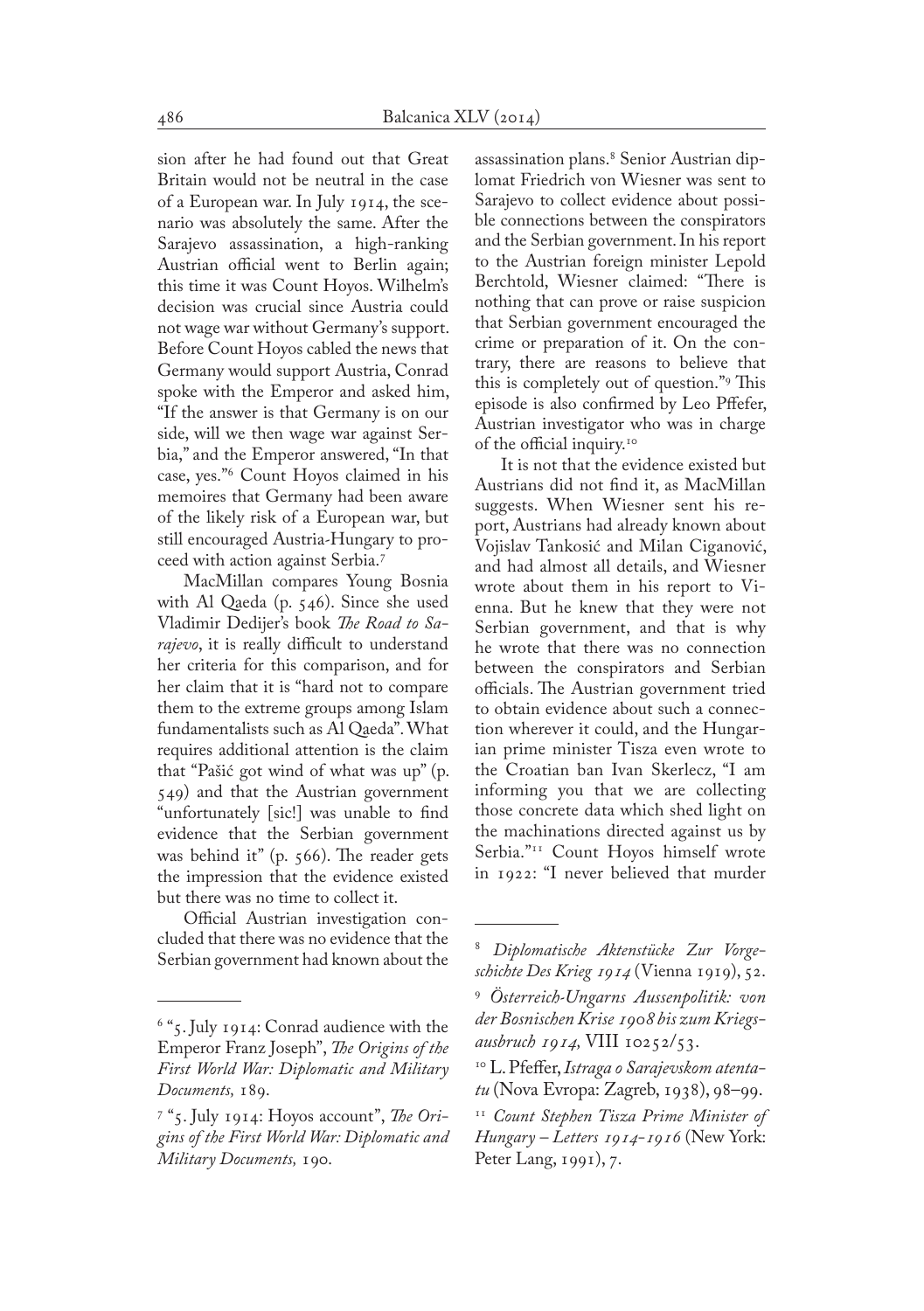sion after he had found out that Great Britain would not be neutral in the case of a European war. In July 1914, the scenario was absolutely the same. After the Sarajevo assassination, a high-ranking Austrian official went to Berlin again; this time it was Count Hoyos. Wilhelm's decision was crucial since Austria could not wage war without Germany's support. Before Count Hoyos cabled the news that Germany would support Austria, Conrad spoke with the Emperor and asked him, "If the answer is that Germany is on our side, will we then wage war against Serbia," and the Emperor answered, "In that case, yes."[6] Count Hoyos claimed in his memoires that Germany had been aware of the likely risk of a European war, but still encouraged Austria-Hungary to proceed with action against Serbia.[7]

MacMillan compares Young Bosnia with Al Qaeda (p. 546). Since she used Vladimir Dedijer's book *The Road to Sarajevo*, it is really difficult to understand her criteria for this comparison, and for her claim that it is "hard not to compare them to the extreme groups among Islam fundamentalists such as Al Qaeda". What requires additional attention is the claim that "Pašić got wind of what was up" (p. 549) and that the Austrian government "unfortunately [sic!] was unable to find evidence that the Serbian government was behind it" (p. 566). The reader gets the impression that the evidence existed but there was no time to collect it.

Official Austrian investigation concluded that there was no evidence that the Serbian government had known about the assassination plans.[8] Senior Austrian diplomat Friedrich von Wiesner was sent to Sarajevo to collect evidence about possible connections between the conspirators and the Serbian government. In his report to the Austrian foreign minister Lepold Berchtold, Wiesner claimed: "There is nothing that can prove or raise suspicion that Serbian government encouraged the crime or preparation of it. On the contrary, there are reasons to believe that this is completely out of question."[9] This episode is also confirmed by Leo Pffefer, Austrian investigator who was in charge of the official inquiry.[10]

It is not that the evidence existed but Austrians did not find it, as MacMillan suggests. When Wiesner sent his report, Austrians had already known about Vojislav Tankosić and Milan Ciganović, and had almost all details, and Wiesner wrote about them in his report to Vienna. But he knew that they were not Serbian government, and that is why he wrote that there was no connection between the conspirators and Serbian officials. The Austrian government tried to obtain evidence about such a connection wherever it could, and the Hungarian prime minister Tisza even wrote to the Croatian ban Ivan Skerlecz, "I am informing you that we are collecting those concrete data which shed light on the machinations directed against us by Serbia."[11] Count Hoyos himself wrote in 1922: "I never believed that murder

---

[6] "5. July 1914: Conrad audience with the Emperor Franz Joseph", *The Origins of the First World War: Diplomatic and Military Documents,* 189.

[7] "5. July 1914: Hoyos account", *The Origins of the First World War: Diplomatic and Military Documents,* 190.

[8] *Diplomatische Aktenstücke Zur Vorgeschichte Des Krieg 1914* (Vienna 1919), 52.

[9] *Österreich-Ungarns Aussenpolitik: von der Bosnischen Krise 1908 bis zum Kriegsausbruch 1914,* VIII 10252/53.

[10] L. Pfeffer, *Istraga o Sarajevskom atentatu* (Nova Evropa: Zagreb, 1938), 98–99.

[11] *Count Stephen Tisza Prime Minister of Hungary – Letters 1914-1916* (New York: Peter Lang, 1991), 7.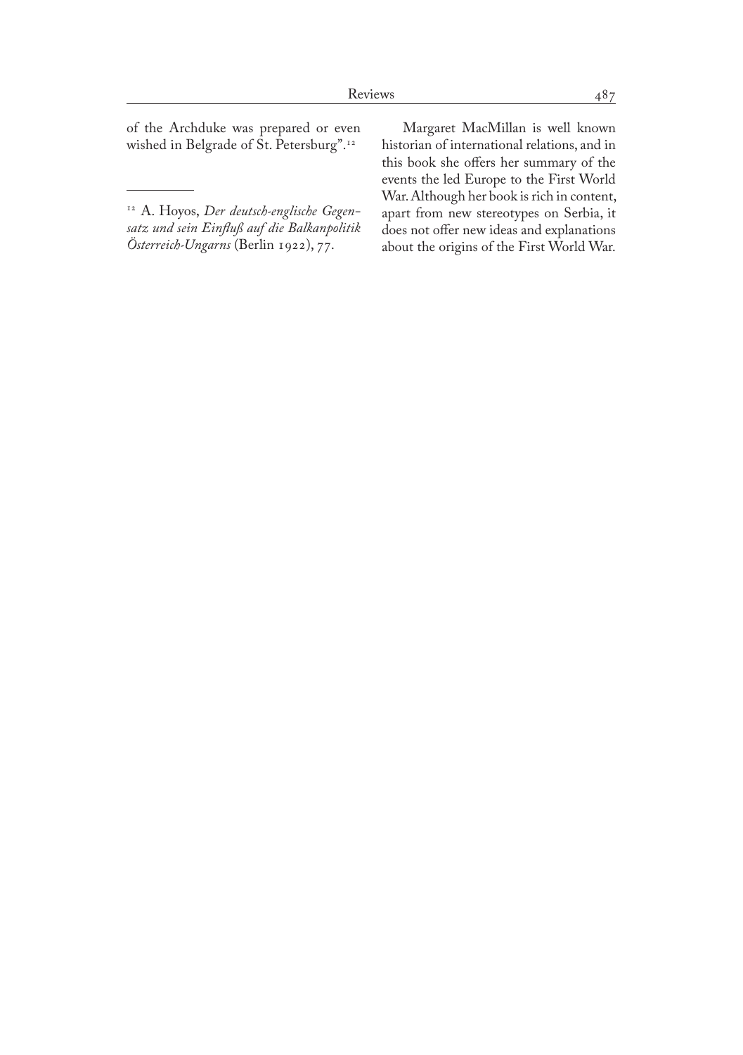of the Archduke was prepared or even wished in Belgrade of St. Petersburg".[12]

Margaret MacMillan is well known historian of international relations, and in this book she offers her summary of the events the led Europe to the First World War. Although her book is rich in content, apart from new stereotypes on Serbia, it does not offer new ideas and explanations about the origins of the First World War.

---

[12] A. Hoyos, *Der deutsch-englische Gegensatz und sein Einfluß auf die Balkanpolitik Österreich-Ungarns* (Berlin 1922), 77.